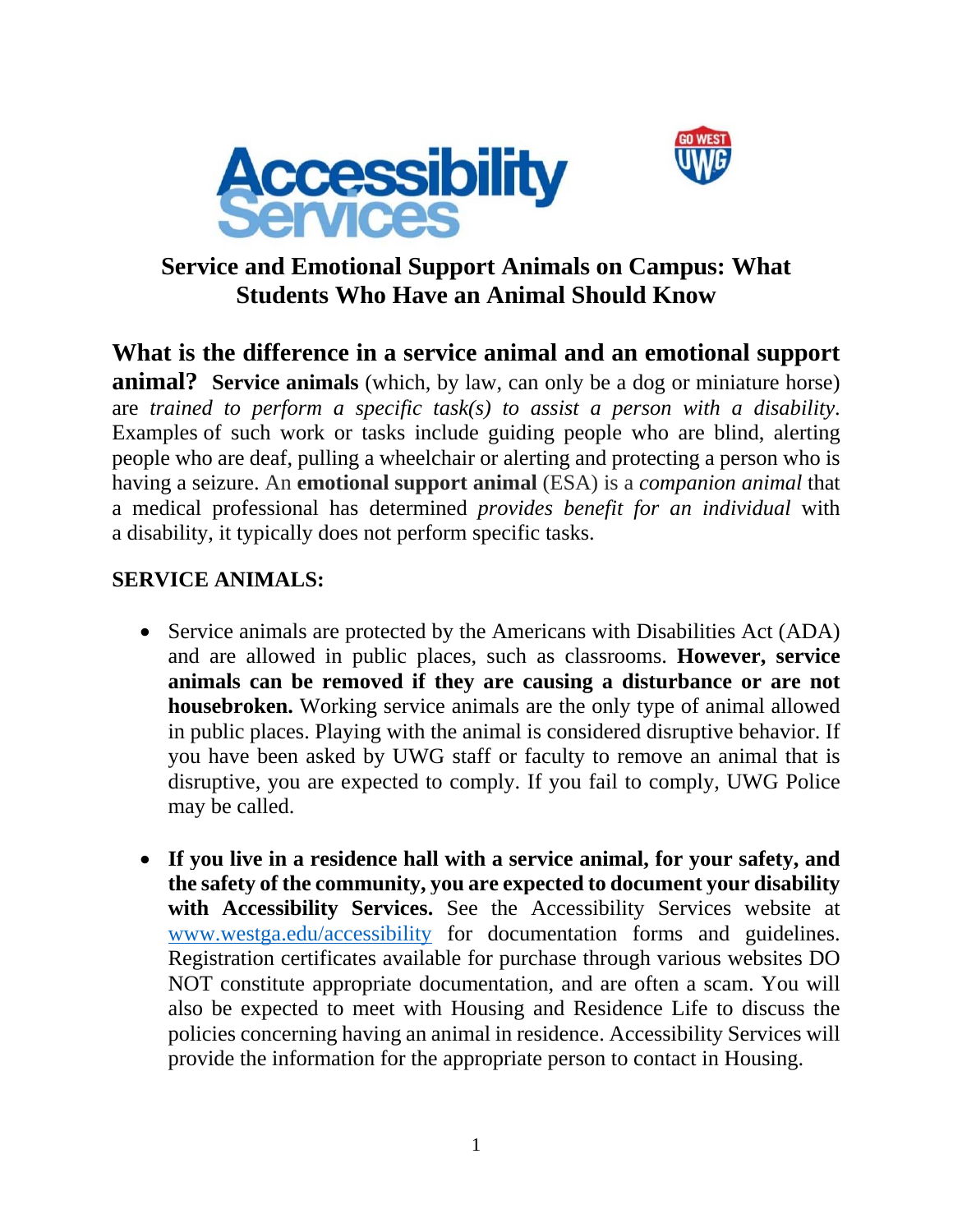Accessibility Services

GO WEST UWG

# Service and Emotional Support Animals on Campus: What Students Who Have an Animal Should Know

**What is the difference in a service animal and an emotional support animal?** **Service animals** (which, by law, can only be a dog or miniature horse) are *trained to perform a specific task(s) to assist a person with a disability*. Examples of such work or tasks include guiding people who are blind, alerting people who are deaf, pulling a wheelchair or alerting and protecting a person who is having a seizure. An **emotional support animal** (ESA) is a *companion animal* that a medical professional has determined *provides benefit for an individual* with a disability, it typically does not perform specific tasks.

## SERVICE ANIMALS:

- Service animals are protected by the Americans with Disabilities Act (ADA) and are allowed in public places, such as classrooms. **However, service animals can be removed if they are causing a disturbance or are not housebroken.** Working service animals are the only type of animal allowed in public places. Playing with the animal is considered disruptive behavior. If you have been asked by UWG staff or faculty to remove an animal that is disruptive, you are expected to comply. If you fail to comply, UWG Police may be called.

- **If you live in a residence hall with a service animal, for your safety, and the safety of the community, you are expected to document your disability with Accessibility Services.** See the Accessibility Services website at www.westga.edu/accessibility for documentation forms and guidelines. Registration certificates available for purchase through various websites DO NOT constitute appropriate documentation, and are often a scam. You will also be expected to meet with Housing and Residence Life to discuss the policies concerning having an animal in residence. Accessibility Services will provide the information for the appropriate person to contact in Housing.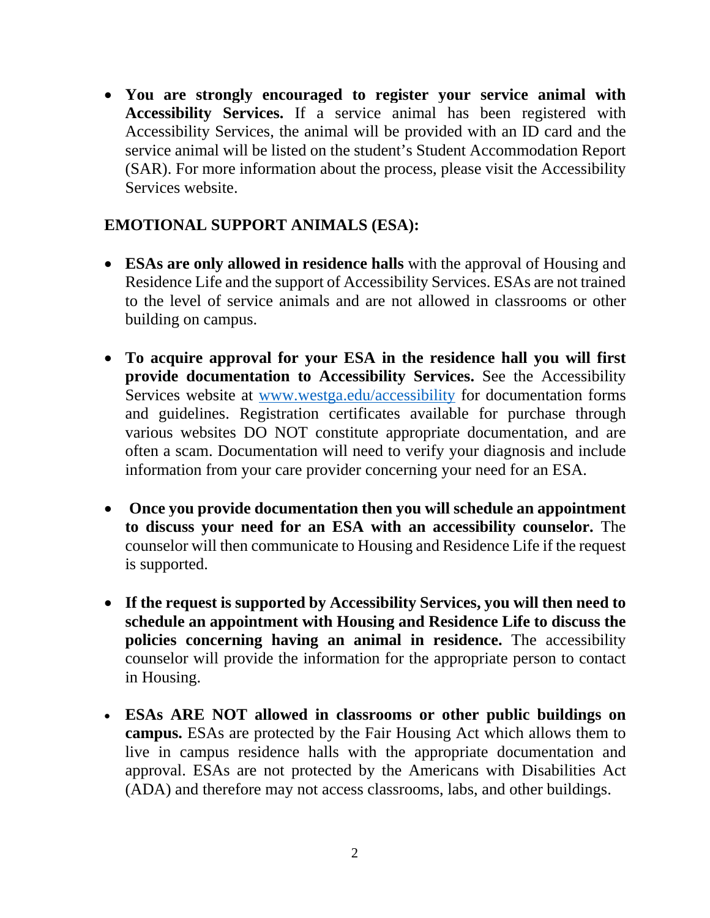- **You are strongly encouraged to register your service animal with Accessibility Services.** If a service animal has been registered with Accessibility Services, the animal will be provided with an ID card and the service animal will be listed on the student's Student Accommodation Report (SAR). For more information about the process, please visit the Accessibility Services website.

## EMOTIONAL SUPPORT ANIMALS (ESA):

- **ESAs are only allowed in residence halls** with the approval of Housing and Residence Life and the support of Accessibility Services. ESAs are not trained to the level of service animals and are not allowed in classrooms or other building on campus.

- **To acquire approval for your ESA in the residence hall you will first provide documentation to Accessibility Services.** See the Accessibility Services website at [www.westga.edu/accessibility](www.westga.edu/accessibility) for documentation forms and guidelines. Registration certificates available for purchase through various websites DO NOT constitute appropriate documentation, and are often a scam. Documentation will need to verify your diagnosis and include information from your care provider concerning your need for an ESA.

- **Once you provide documentation then you will schedule an appointment to discuss your need for an ESA with an accessibility counselor.** The counselor will then communicate to Housing and Residence Life if the request is supported.

- **If the request is supported by Accessibility Services, you will then need to schedule an appointment with Housing and Residence Life to discuss the policies concerning having an animal in residence.** The accessibility counselor will provide the information for the appropriate person to contact in Housing.

- **ESAs ARE NOT allowed in classrooms or other public buildings on campus.** ESAs are protected by the Fair Housing Act which allows them to live in campus residence halls with the appropriate documentation and approval. ESAs are not protected by the Americans with Disabilities Act (ADA) and therefore may not access classrooms, labs, and other buildings.